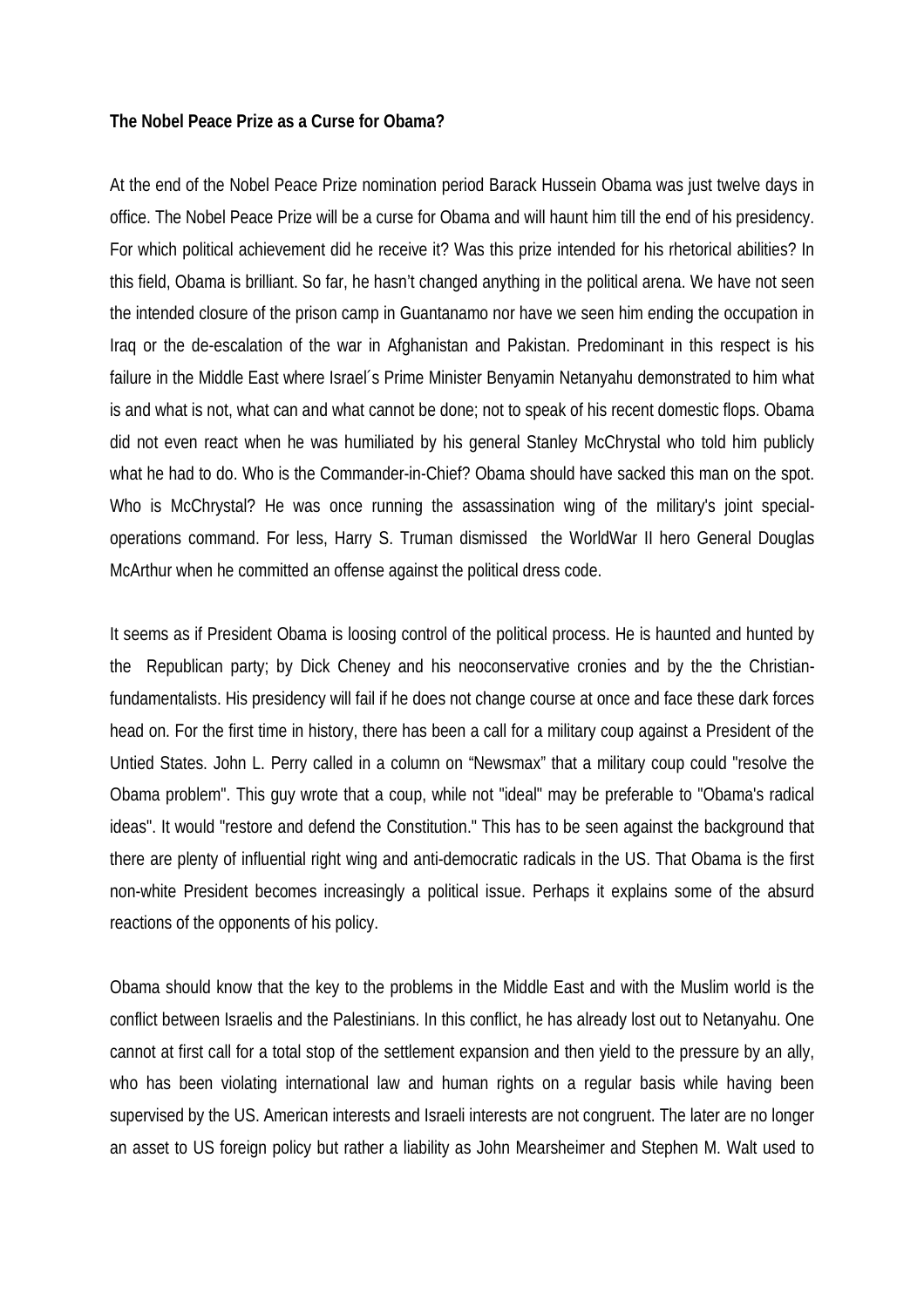**The Nobel Peace Prize as a Curse for Obama?**

At the end of the Nobel Peace Prize nomination period Barack Hussein Obama was just twelve days in office. The Nobel Peace Prize will be a curse for Obama and will haunt him till the end of his presidency. For which political achievement did he receive it? Was this prize intended for his rhetorical abilities? In this field, Obama is brilliant. So far, he hasn't changed anything in the political arena. We have not seen the intended closure of the prison camp in Guantanamo nor have we seen him ending the occupation in Iraq or the de-escalation of the war in Afghanistan and Pakistan. Predominant in this respect is his failure in the Middle East where Israel´s Prime Minister Benyamin Netanyahu demonstrated to him what is and what is not, what can and what cannot be done; not to speak of his recent domestic flops. Obama did not even react when he was humiliated by his general Stanley McChrystal who told him publicly what he had to do. Who is the Commander-in-Chief? Obama should have sacked this man on the spot. Who is McChrystal? He was once running the assassination wing of the military's joint special-operations command. For less, Harry S. Truman dismissed the WorldWar II hero General Douglas McArthur when he committed an offense against the political dress code.

It seems as if President Obama is loosing control of the political process. He is haunted and hunted by the Republican party; by Dick Cheney and his neoconservative cronies and by the the Christian-fundamentalists. His presidency will fail if he does not change course at once and face these dark forces head on. For the first time in history, there has been a call for a military coup against a President of the Untied States. John L. Perry called in a column on "Newsmax" that a military coup could "resolve the Obama problem". This guy wrote that a coup, while not "ideal" may be preferable to "Obama's radical ideas". It would "restore and defend the Constitution." This has to be seen against the background that there are plenty of influential right wing and anti-democratic radicals in the US. That Obama is the first non-white President becomes increasingly a political issue. Perhaps it explains some of the absurd reactions of the opponents of his policy.

Obama should know that the key to the problems in the Middle East and with the Muslim world is the conflict between Israelis and the Palestinians. In this conflict, he has already lost out to Netanyahu. One cannot at first call for a total stop of the settlement expansion and then yield to the pressure by an ally, who has been violating international law and human rights on a regular basis while having been supervised by the US. American interests and Israeli interests are not congruent. The later are no longer an asset to US foreign policy but rather a liability as John Mearsheimer and Stephen M. Walt used to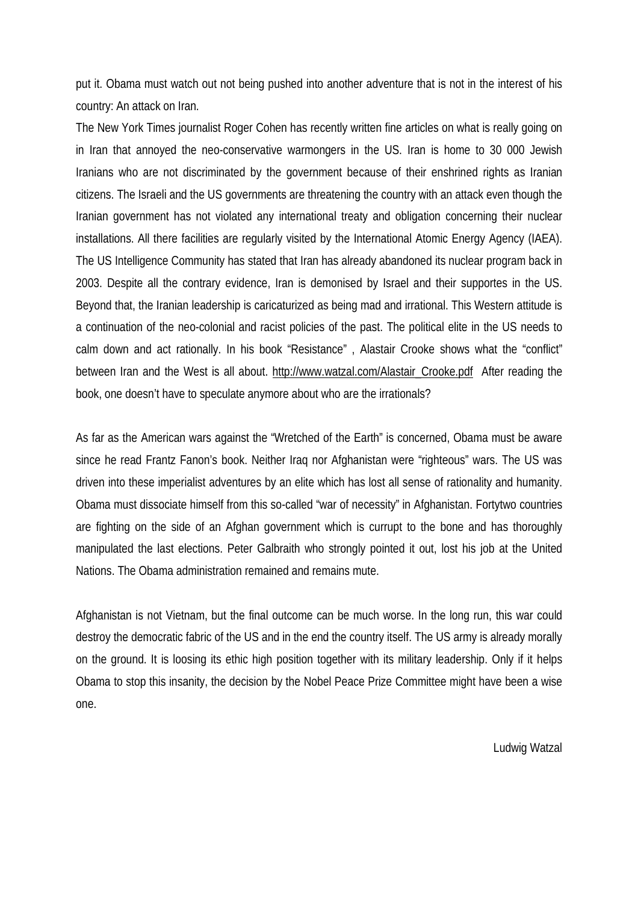put it. Obama must watch out not being pushed into another adventure that is not in the interest of his country: An attack on Iran.

The New York Times journalist Roger Cohen has recently written fine articles on what is really going on in Iran that annoyed the neo-conservative warmongers in the US. Iran is home to 30 000 Jewish Iranians who are not discriminated by the government because of their enshrined rights as Iranian citizens. The Israeli and the US governments are threatening the country with an attack even though the Iranian government has not violated any international treaty and obligation concerning their nuclear installations. All there facilities are regularly visited by the International Atomic Energy Agency (IAEA). The US Intelligence Community has stated that Iran has already abandoned its nuclear program back in 2003. Despite all the contrary evidence, Iran is demonised by Israel and their supportes in the US. Beyond that, the Iranian leadership is caricaturized as being mad and irrational. This Western attitude is a continuation of the neo-colonial and racist policies of the past. The political elite in the US needs to calm down and act rationally. In his book "Resistance" , Alastair Crooke shows what the "conflict" between Iran and the West is all about. http://www.watzal.com/Alastair_Crooke.pdf After reading the book, one doesn't have to speculate anymore about who are the irrationals?

As far as the American wars against the "Wretched of the Earth" is concerned, Obama must be aware since he read Frantz Fanon's book. Neither Iraq nor Afghanistan were "righteous" wars. The US was driven into these imperialist adventures by an elite which has lost all sense of rationality and humanity. Obama must dissociate himself from this so-called "war of necessity" in Afghanistan. Fortytwo countries are fighting on the side of an Afghan government which is currupt to the bone and has thoroughly manipulated the last elections. Peter Galbraith who strongly pointed it out, lost his job at the United Nations. The Obama administration remained and remains mute.

Afghanistan is not Vietnam, but the final outcome can be much worse. In the long run, this war could destroy the democratic fabric of the US and in the end the country itself. The US army is already morally on the ground. It is loosing its ethic high position together with its military leadership. Only if it helps Obama to stop this insanity, the decision by the Nobel Peace Prize Committee might have been a wise one.

Ludwig Watzal